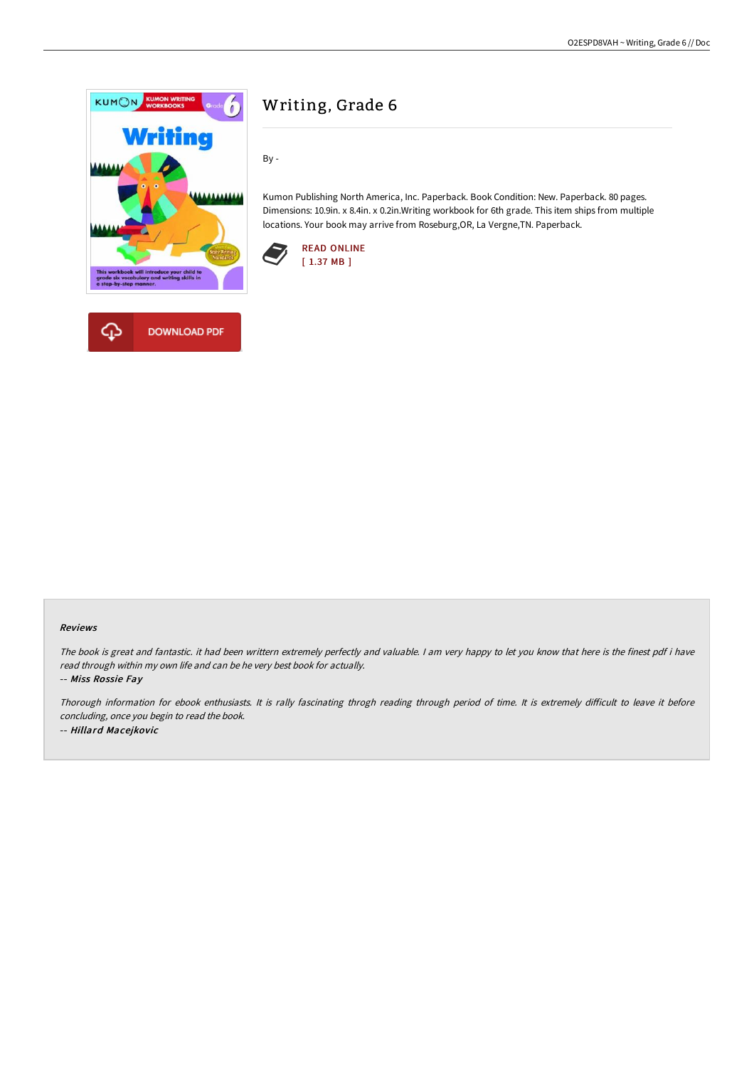# Writing, Grade 6

By -

Kumon Publishing North America, Inc. Paperback. Book Condition: New. Paperback. 80 pages. Dimensions: 10.9in. x 8.4in. x 0.2in.Writing workbook for 6th grade. This item ships from multiple locations. Your book may arrive from Roseburg,OR, La Vergne,TN. Paperback.

READ ONLINE
[ 1.37 MB ]

DOWNLOAD PDF

### Reviews

*The book is great and fantastic. it had been writtern extremely perfectly and valuable. I am very happy to let you know that here is the finest pdf i have read through within my own life and can be he very best book for actually.*

*-- **Miss Rossie Fay***

*Thorough information for ebook enthusiasts. It is rally fascinating throgh reading through period of time. It is extremely difficult to leave it before concluding, once you begin to read the book.*

*-- **Hillard Macejkovic***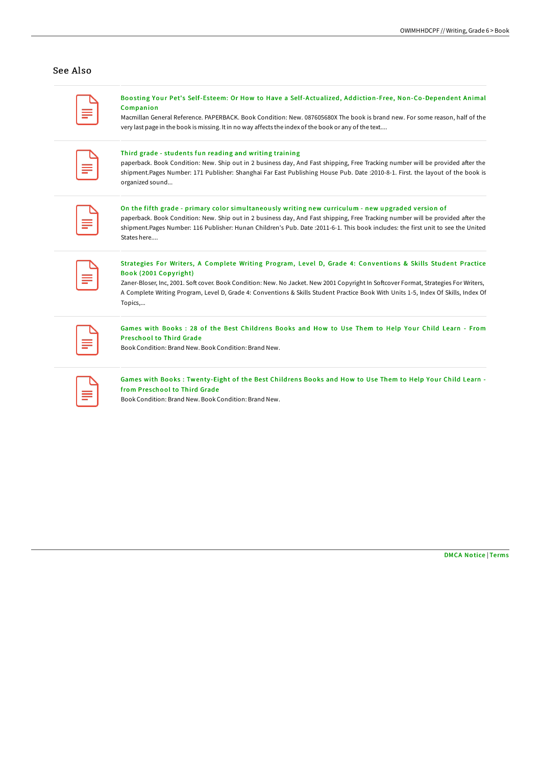## See Also

**Boosting Your Pet's Self-Esteem: Or How to Have a Self-Actualized, Addiction-Free, Non-Co-Dependent Animal Companion**

Macmillan General Reference. PAPERBACK. Book Condition: New. 087605680X The book is brand new. For some reason, half of the very last page in the book is missing. It in no way affects the index of the book or any of the text....

**Third grade - students fun reading and writing training**

paperback. Book Condition: New. Ship out in 2 business day, And Fast shipping, Free Tracking number will be provided after the shipment.Pages Number: 171 Publisher: Shanghai Far East Publishing House Pub. Date :2010-8-1. First. the layout of the book is organized sound...

**On the fifth grade - primary color simultaneously writing new curriculum - new upgraded version of**

paperback. Book Condition: New. Ship out in 2 business day, And Fast shipping, Free Tracking number will be provided after the shipment.Pages Number: 116 Publisher: Hunan Children's Pub. Date :2011-6-1. This book includes: the first unit to see the United States here....

**Strategies For Writers, A Complete Writing Program, Level D, Grade 4: Conventions & Skills Student Practice Book (2001 Copyright)**

Zaner-Bloser, Inc, 2001. Soft cover. Book Condition: New. No Jacket. New 2001 Copyright In Softcover Format, Strategies For Writers, A Complete Writing Program, Level D, Grade 4: Conventions & Skills Student Practice Book With Units 1-5, Index Of Skills, Index Of Topics,...

**Games with Books : 28 of the Best Childrens Books and How to Use Them to Help Your Child Learn - From Preschool to Third Grade**

Book Condition: Brand New. Book Condition: Brand New.

**Games with Books : Twenty-Eight of the Best Childrens Books and How to Use Them to Help Your Child Learn - from Preschool to Third Grade**

Book Condition: Brand New. Book Condition: Brand New.